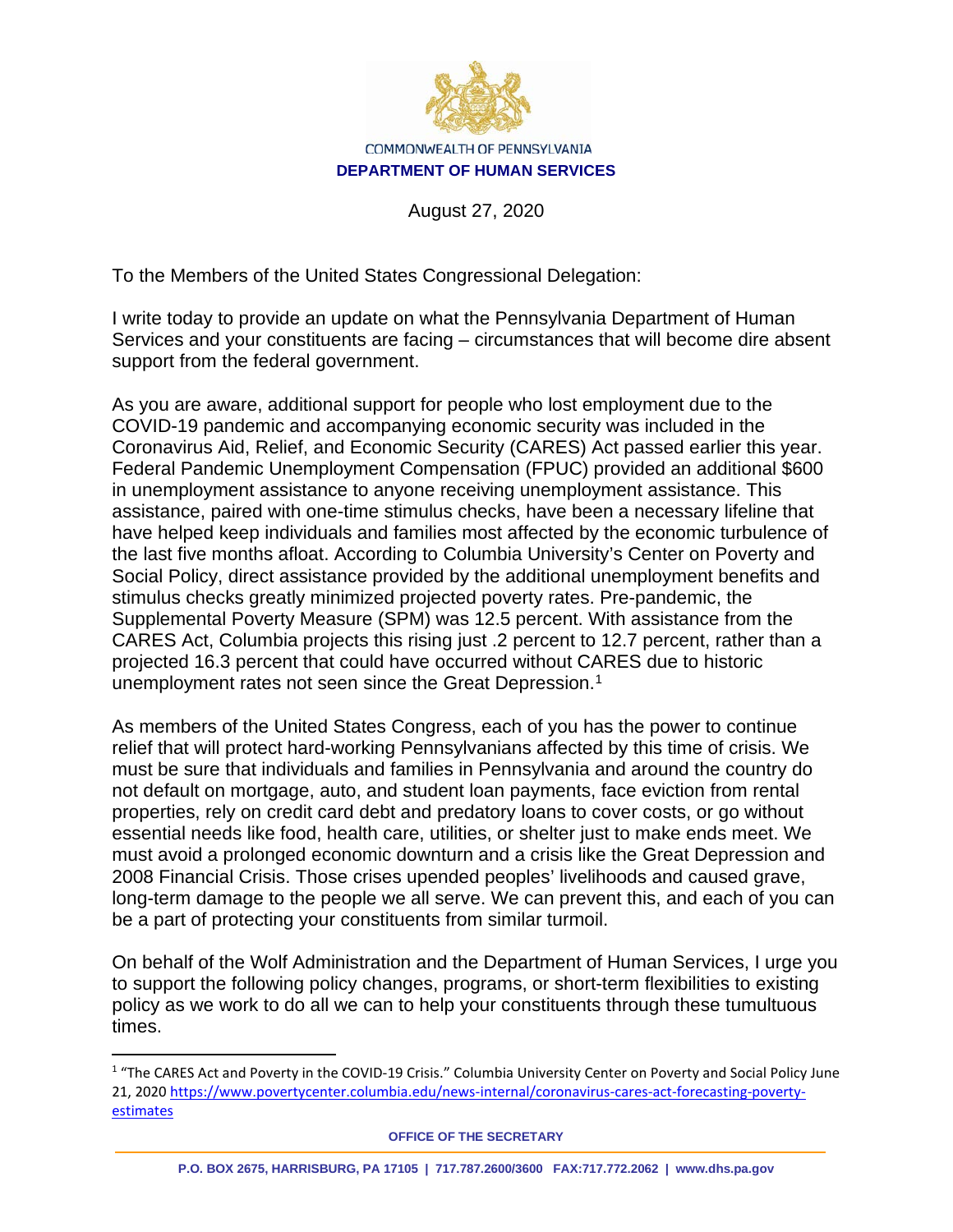COMMONWEALTH OF PENNSYLVANIA
**DEPARTMENT OF HUMAN SERVICES**

August 27, 2020

To the Members of the United States Congressional Delegation:

I write today to provide an update on what the Pennsylvania Department of Human Services and your constituents are facing – circumstances that will become dire absent support from the federal government.

As you are aware, additional support for people who lost employment due to the COVID-19 pandemic and accompanying economic security was included in the Coronavirus Aid, Relief, and Economic Security (CARES) Act passed earlier this year. Federal Pandemic Unemployment Compensation (FPUC) provided an additional $600 in unemployment assistance to anyone receiving unemployment assistance. This assistance, paired with one-time stimulus checks, have been a necessary lifeline that have helped keep individuals and families most affected by the economic turbulence of the last five months afloat. According to Columbia University's Center on Poverty and Social Policy, direct assistance provided by the additional unemployment benefits and stimulus checks greatly minimized projected poverty rates. Pre-pandemic, the Supplemental Poverty Measure (SPM) was 12.5 percent. With assistance from the CARES Act, Columbia projects this rising just .2 percent to 12.7 percent, rather than a projected 16.3 percent that could have occurred without CARES due to historic unemployment rates not seen since the Great Depression.[1]

As members of the United States Congress, each of you has the power to continue relief that will protect hard-working Pennsylvanians affected by this time of crisis. We must be sure that individuals and families in Pennsylvania and around the country do not default on mortgage, auto, and student loan payments, face eviction from rental properties, rely on credit card debt and predatory loans to cover costs, or go without essential needs like food, health care, utilities, or shelter just to make ends meet. We must avoid a prolonged economic downturn and a crisis like the Great Depression and 2008 Financial Crisis. Those crises upended peoples' livelihoods and caused grave, long-term damage to the people we all serve. We can prevent this, and each of you can be a part of protecting your constituents from similar turmoil.

On behalf of the Wolf Administration and the Department of Human Services, I urge you to support the following policy changes, programs, or short-term flexibilities to existing policy as we work to do all we can to help your constituents through these tumultuous times.

---

[1] "The CARES Act and Poverty in the COVID-19 Crisis." Columbia University Center on Poverty and Social Policy June 21, 2020 https://www.povertycenter.columbia.edu/news-internal/coronavirus-cares-act-forecasting-poverty-estimates

**OFFICE OF THE SECRETARY**

**P.O. BOX 2675, HARRISBURG, PA 17105 | 717.787.2600/3600 FAX:717.772.2062 | www.dhs.pa.gov**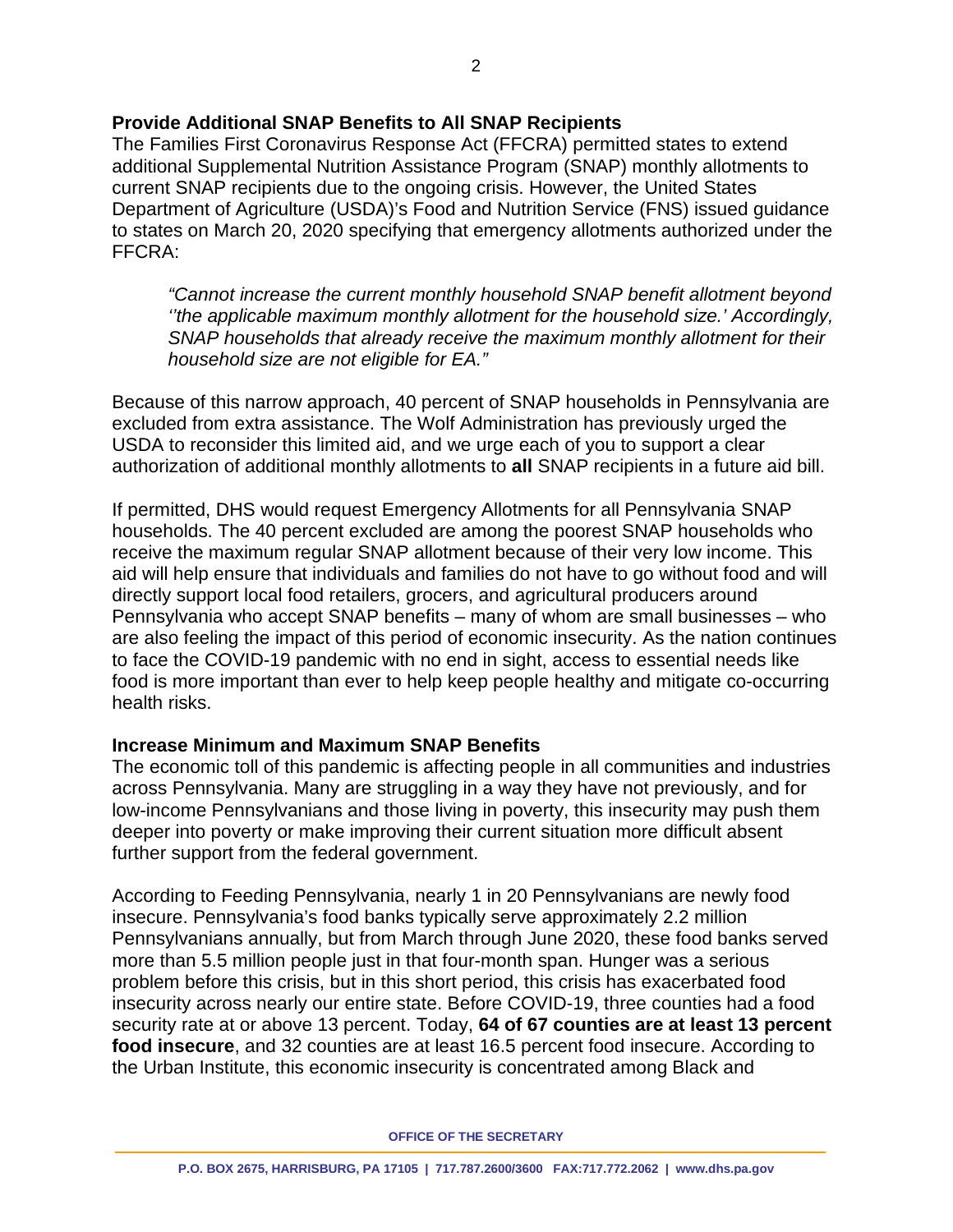**Provide Additional SNAP Benefits to All SNAP Recipients**

The Families First Coronavirus Response Act (FFCRA) permitted states to extend additional Supplemental Nutrition Assistance Program (SNAP) monthly allotments to current SNAP recipients due to the ongoing crisis. However, the United States Department of Agriculture (USDA)'s Food and Nutrition Service (FNS) issued guidance to states on March 20, 2020 specifying that emergency allotments authorized under the FFCRA:

> *"Cannot increase the current monthly household SNAP benefit allotment beyond ''the applicable maximum monthly allotment for the household size.' Accordingly, SNAP households that already receive the maximum monthly allotment for their household size are not eligible for EA."*

Because of this narrow approach, 40 percent of SNAP households in Pennsylvania are excluded from extra assistance. The Wolf Administration has previously urged the USDA to reconsider this limited aid, and we urge each of you to support a clear authorization of additional monthly allotments to **all** SNAP recipients in a future aid bill.

If permitted, DHS would request Emergency Allotments for all Pennsylvania SNAP households. The 40 percent excluded are among the poorest SNAP households who receive the maximum regular SNAP allotment because of their very low income. This aid will help ensure that individuals and families do not have to go without food and will directly support local food retailers, grocers, and agricultural producers around Pennsylvania who accept SNAP benefits – many of whom are small businesses – who are also feeling the impact of this period of economic insecurity. As the nation continues to face the COVID-19 pandemic with no end in sight, access to essential needs like food is more important than ever to help keep people healthy and mitigate co-occurring health risks.

**Increase Minimum and Maximum SNAP Benefits**

The economic toll of this pandemic is affecting people in all communities and industries across Pennsylvania. Many are struggling in a way they have not previously, and for low-income Pennsylvanians and those living in poverty, this insecurity may push them deeper into poverty or make improving their current situation more difficult absent further support from the federal government.

According to Feeding Pennsylvania, nearly 1 in 20 Pennsylvanians are newly food insecure. Pennsylvania's food banks typically serve approximately 2.2 million Pennsylvanians annually, but from March through June 2020, these food banks served more than 5.5 million people just in that four-month span. Hunger was a serious problem before this crisis, but in this short period, this crisis has exacerbated food insecurity across nearly our entire state. Before COVID-19, three counties had a food security rate at or above 13 percent. Today, **64 of 67 counties are at least 13 percent food insecure**, and 32 counties are at least 16.5 percent food insecure. According to the Urban Institute, this economic insecurity is concentrated among Black and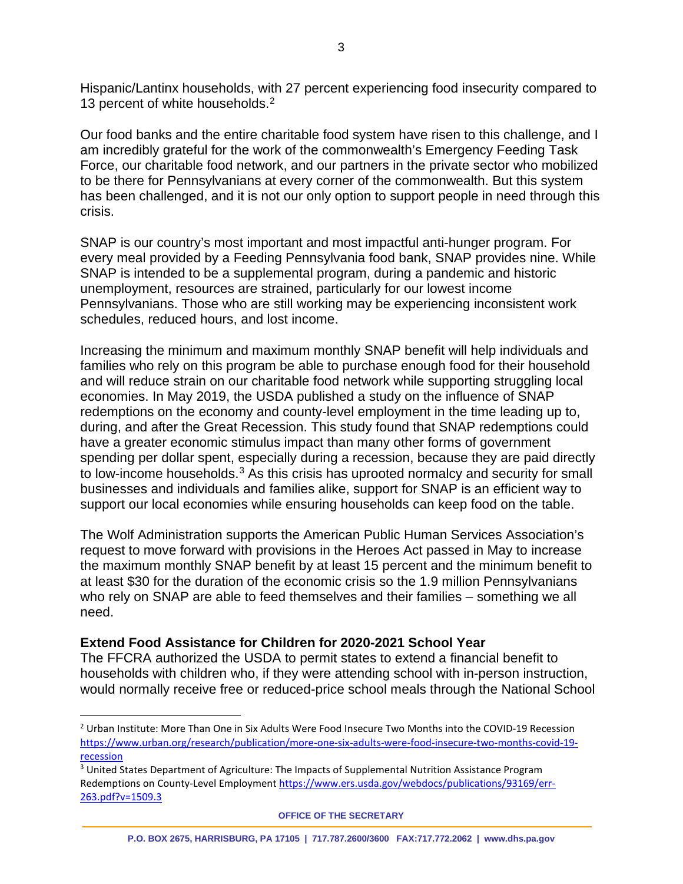Hispanic/Lantinx households, with 27 percent experiencing food insecurity compared to 13 percent of white households.[2]

Our food banks and the entire charitable food system have risen to this challenge, and I am incredibly grateful for the work of the commonwealth's Emergency Feeding Task Force, our charitable food network, and our partners in the private sector who mobilized to be there for Pennsylvanians at every corner of the commonwealth. But this system has been challenged, and it is not our only option to support people in need through this crisis.

SNAP is our country's most important and most impactful anti-hunger program. For every meal provided by a Feeding Pennsylvania food bank, SNAP provides nine. While SNAP is intended to be a supplemental program, during a pandemic and historic unemployment, resources are strained, particularly for our lowest income Pennsylvanians. Those who are still working may be experiencing inconsistent work schedules, reduced hours, and lost income.

Increasing the minimum and maximum monthly SNAP benefit will help individuals and families who rely on this program be able to purchase enough food for their household and will reduce strain on our charitable food network while supporting struggling local economies. In May 2019, the USDA published a study on the influence of SNAP redemptions on the economy and county-level employment in the time leading up to, during, and after the Great Recession. This study found that SNAP redemptions could have a greater economic stimulus impact than many other forms of government spending per dollar spent, especially during a recession, because they are paid directly to low-income households.[3] As this crisis has uprooted normalcy and security for small businesses and individuals and families alike, support for SNAP is an efficient way to support our local economies while ensuring households can keep food on the table.

The Wolf Administration supports the American Public Human Services Association's request to move forward with provisions in the Heroes Act passed in May to increase the maximum monthly SNAP benefit by at least 15 percent and the minimum benefit to at least $30 for the duration of the economic crisis so the 1.9 million Pennsylvanians who rely on SNAP are able to feed themselves and their families – something we all need.

**Extend Food Assistance for Children for 2020-2021 School Year**

The FFCRA authorized the USDA to permit states to extend a financial benefit to households with children who, if they were attending school with in-person instruction, would normally receive free or reduced-price school meals through the National School

---

[2] Urban Institute: More Than One in Six Adults Were Food Insecure Two Months into the COVID-19 Recession https://www.urban.org/research/publication/more-one-six-adults-were-food-insecure-two-months-covid-19-recession

[3] United States Department of Agriculture: The Impacts of Supplemental Nutrition Assistance Program Redemptions on County-Level Employment https://www.ers.usda.gov/webdocs/publications/93169/err-263.pdf?v=1509.3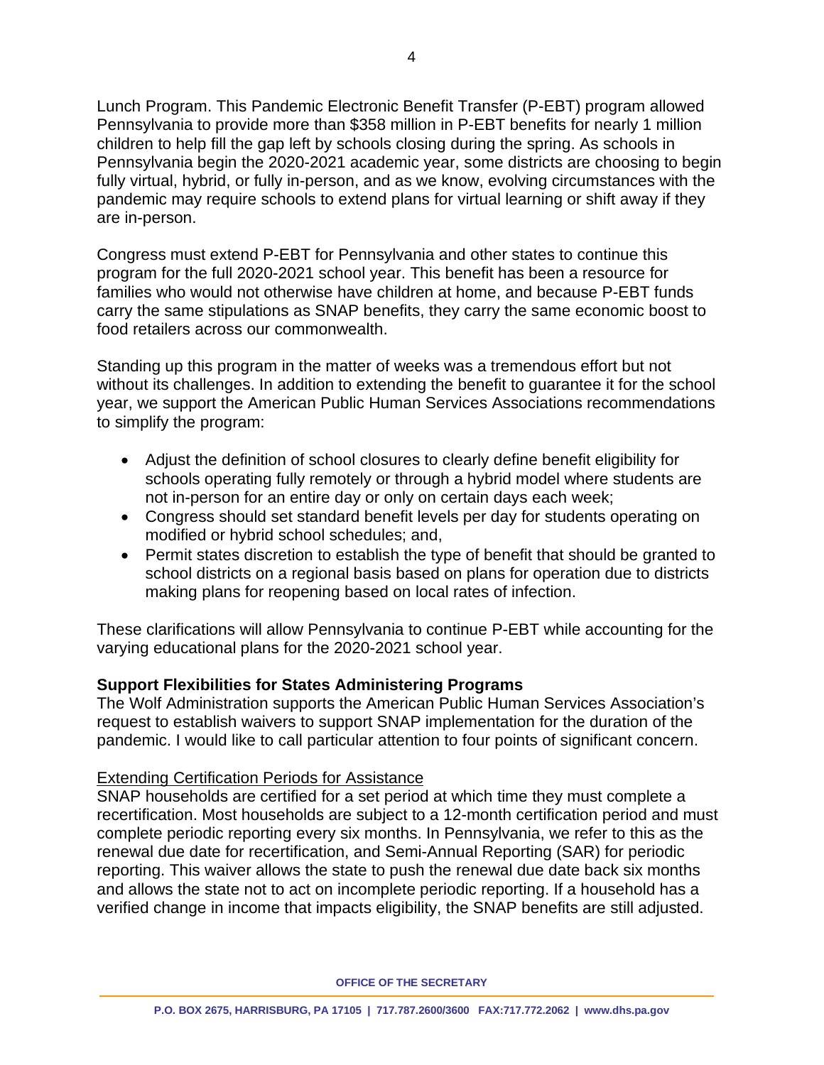Lunch Program. This Pandemic Electronic Benefit Transfer (P-EBT) program allowed Pennsylvania to provide more than $358 million in P-EBT benefits for nearly 1 million children to help fill the gap left by schools closing during the spring. As schools in Pennsylvania begin the 2020-2021 academic year, some districts are choosing to begin fully virtual, hybrid, or fully in-person, and as we know, evolving circumstances with the pandemic may require schools to extend plans for virtual learning or shift away if they are in-person.

Congress must extend P-EBT for Pennsylvania and other states to continue this program for the full 2020-2021 school year. This benefit has been a resource for families who would not otherwise have children at home, and because P-EBT funds carry the same stipulations as SNAP benefits, they carry the same economic boost to food retailers across our commonwealth.

Standing up this program in the matter of weeks was a tremendous effort but not without its challenges. In addition to extending the benefit to guarantee it for the school year, we support the American Public Human Services Associations recommendations to simplify the program:

- Adjust the definition of school closures to clearly define benefit eligibility for schools operating fully remotely or through a hybrid model where students are not in-person for an entire day or only on certain days each week;
- Congress should set standard benefit levels per day for students operating on modified or hybrid school schedules; and,
- Permit states discretion to establish the type of benefit that should be granted to school districts on a regional basis based on plans for operation due to districts making plans for reopening based on local rates of infection.

These clarifications will allow Pennsylvania to continue P-EBT while accounting for the varying educational plans for the 2020-2021 school year.

**Support Flexibilities for States Administering Programs**

The Wolf Administration supports the American Public Human Services Association's request to establish waivers to support SNAP implementation for the duration of the pandemic. I would like to call particular attention to four points of significant concern.

Extending Certification Periods for Assistance

SNAP households are certified for a set period at which time they must complete a recertification. Most households are subject to a 12-month certification period and must complete periodic reporting every six months. In Pennsylvania, we refer to this as the renewal due date for recertification, and Semi-Annual Reporting (SAR) for periodic reporting. This waiver allows the state to push the renewal due date back six months and allows the state not to act on incomplete periodic reporting. If a household has a verified change in income that impacts eligibility, the SNAP benefits are still adjusted.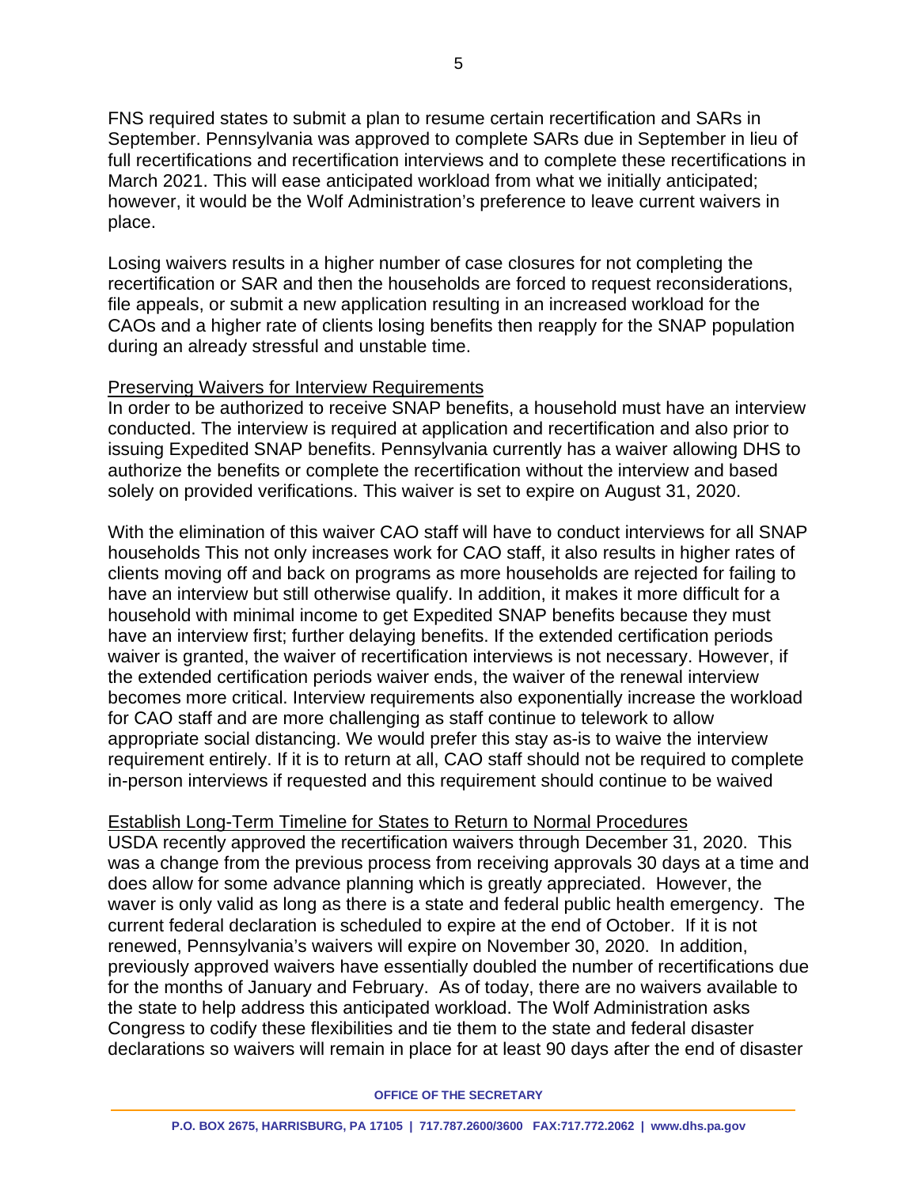FNS required states to submit a plan to resume certain recertification and SARs in September. Pennsylvania was approved to complete SARs due in September in lieu of full recertifications and recertification interviews and to complete these recertifications in March 2021. This will ease anticipated workload from what we initially anticipated; however, it would be the Wolf Administration's preference to leave current waivers in place.

Losing waivers results in a higher number of case closures for not completing the recertification or SAR and then the households are forced to request reconsiderations, file appeals, or submit a new application resulting in an increased workload for the CAOs and a higher rate of clients losing benefits then reapply for the SNAP population during an already stressful and unstable time.

Preserving Waivers for Interview Requirements

In order to be authorized to receive SNAP benefits, a household must have an interview conducted. The interview is required at application and recertification and also prior to issuing Expedited SNAP benefits. Pennsylvania currently has a waiver allowing DHS to authorize the benefits or complete the recertification without the interview and based solely on provided verifications. This waiver is set to expire on August 31, 2020.

With the elimination of this waiver CAO staff will have to conduct interviews for all SNAP households This not only increases work for CAO staff, it also results in higher rates of clients moving off and back on programs as more households are rejected for failing to have an interview but still otherwise qualify. In addition, it makes it more difficult for a household with minimal income to get Expedited SNAP benefits because they must have an interview first; further delaying benefits. If the extended certification periods waiver is granted, the waiver of recertification interviews is not necessary. However, if the extended certification periods waiver ends, the waiver of the renewal interview becomes more critical. Interview requirements also exponentially increase the workload for CAO staff and are more challenging as staff continue to telework to allow appropriate social distancing. We would prefer this stay as-is to waive the interview requirement entirely. If it is to return at all, CAO staff should not be required to complete in-person interviews if requested and this requirement should continue to be waived

Establish Long-Term Timeline for States to Return to Normal Procedures

USDA recently approved the recertification waivers through December 31, 2020. This was a change from the previous process from receiving approvals 30 days at a time and does allow for some advance planning which is greatly appreciated. However, the waver is only valid as long as there is a state and federal public health emergency. The current federal declaration is scheduled to expire at the end of October. If it is not renewed, Pennsylvania's waivers will expire on November 30, 2020. In addition, previously approved waivers have essentially doubled the number of recertifications due for the months of January and February. As of today, there are no waivers available to the state to help address this anticipated workload. The Wolf Administration asks Congress to codify these flexibilities and tie them to the state and federal disaster declarations so waivers will remain in place for at least 90 days after the end of disaster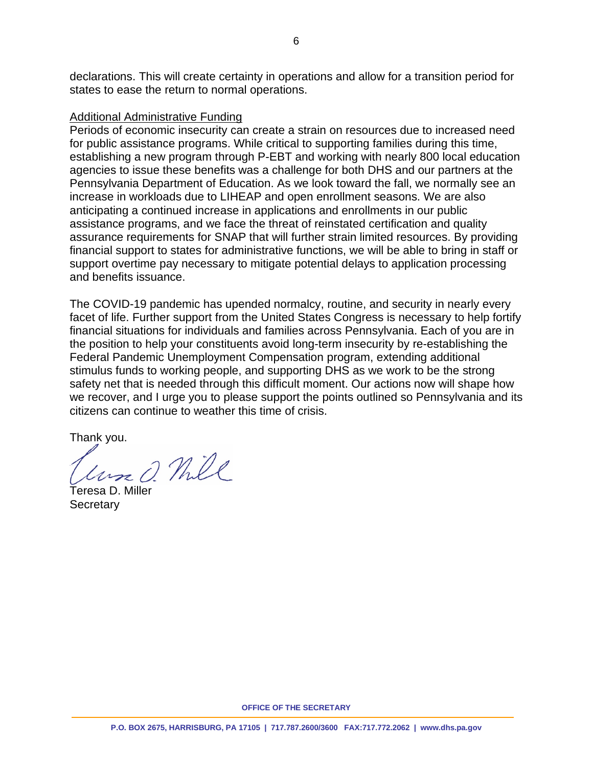declarations. This will create certainty in operations and allow for a transition period for states to ease the return to normal operations.

Additional Administrative Funding

Periods of economic insecurity can create a strain on resources due to increased need for public assistance programs. While critical to supporting families during this time, establishing a new program through P-EBT and working with nearly 800 local education agencies to issue these benefits was a challenge for both DHS and our partners at the Pennsylvania Department of Education. As we look toward the fall, we normally see an increase in workloads due to LIHEAP and open enrollment seasons. We are also anticipating a continued increase in applications and enrollments in our public assistance programs, and we face the threat of reinstated certification and quality assurance requirements for SNAP that will further strain limited resources. By providing financial support to states for administrative functions, we will be able to bring in staff or support overtime pay necessary to mitigate potential delays to application processing and benefits issuance.

The COVID-19 pandemic has upended normalcy, routine, and security in nearly every facet of life. Further support from the United States Congress is necessary to help fortify financial situations for individuals and families across Pennsylvania. Each of you are in the position to help your constituents avoid long-term insecurity by re-establishing the Federal Pandemic Unemployment Compensation program, extending additional stimulus funds to working people, and supporting DHS as we work to be the strong safety net that is needed through this difficult moment. Our actions now will shape how we recover, and I urge you to please support the points outlined so Pennsylvania and its citizens can continue to weather this time of crisis.

Thank you.

Teresa D. Miller
Secretary

OFFICE OF THE SECRETARY

P.O. BOX 2675, HARRISBURG, PA 17105 | 717.787.2600/3600 FAX:717.772.2062 | www.dhs.pa.gov